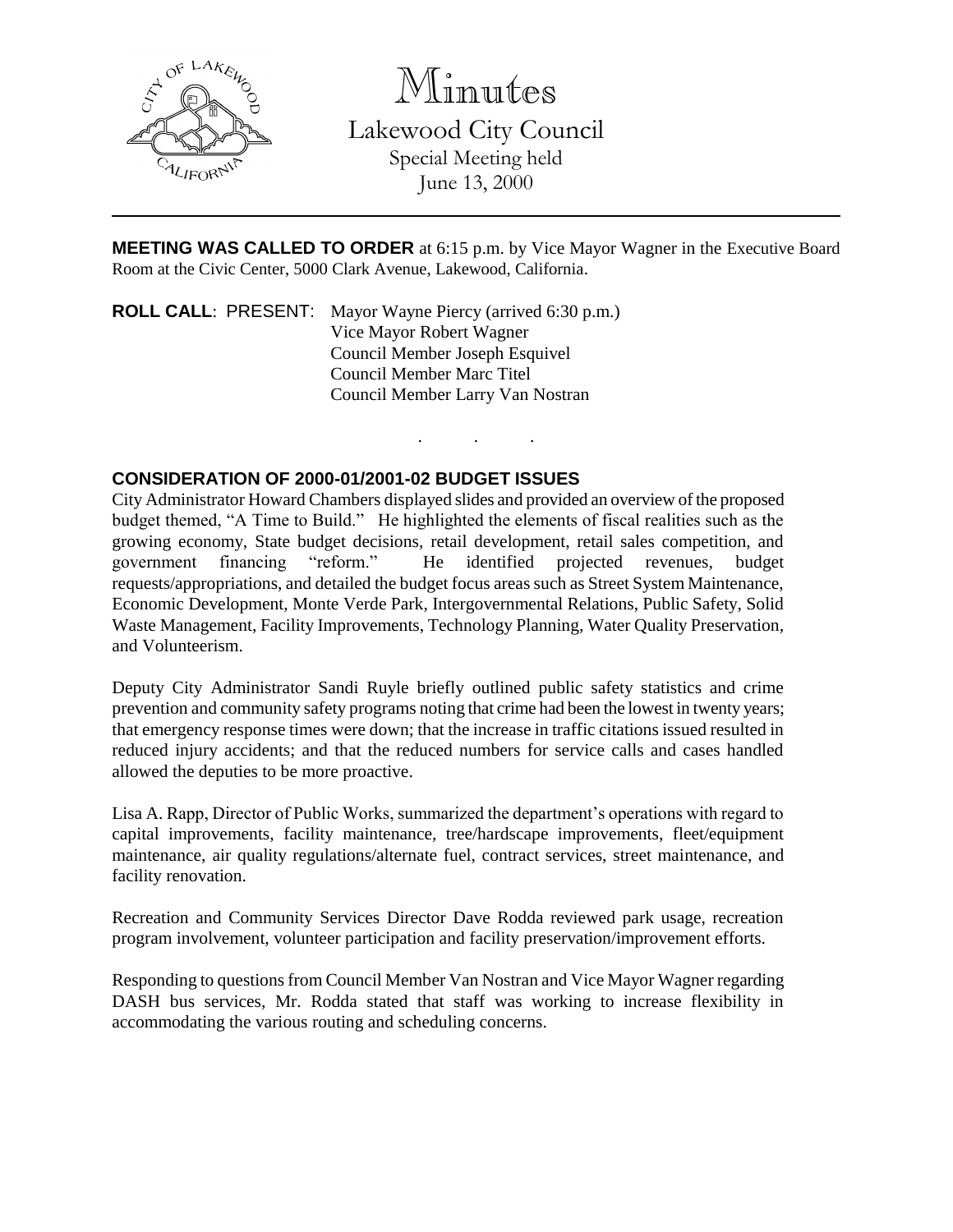# Minutes

Lakewood City Council
Special Meeting held
June 13, 2000

---

**MEETING WAS CALLED TO ORDER** at 6:15 p.m. by Vice Mayor Wagner in the Executive Board Room at the Civic Center, 5000 Clark Avenue, Lakewood, California.

**ROLL CALL**: PRESENT: Mayor Wayne Piercy (arrived 6:30 p.m.)
Vice Mayor Robert Wagner
Council Member Joseph Esquivel
Council Member Marc Titel
Council Member Larry Van Nostran

. . .

**CONSIDERATION OF 2000-01/2001-02 BUDGET ISSUES**

City Administrator Howard Chambers displayed slides and provided an overview of the proposed budget themed, "A Time to Build." He highlighted the elements of fiscal realities such as the growing economy, State budget decisions, retail development, retail sales competition, and government financing "reform." He identified projected revenues, budget requests/appropriations, and detailed the budget focus areas such as Street System Maintenance, Economic Development, Monte Verde Park, Intergovernmental Relations, Public Safety, Solid Waste Management, Facility Improvements, Technology Planning, Water Quality Preservation, and Volunteerism.

Deputy City Administrator Sandi Ruyle briefly outlined public safety statistics and crime prevention and community safety programs noting that crime had been the lowest in twenty years; that emergency response times were down; that the increase in traffic citations issued resulted in reduced injury accidents; and that the reduced numbers for service calls and cases handled allowed the deputies to be more proactive.

Lisa A. Rapp, Director of Public Works, summarized the department's operations with regard to capital improvements, facility maintenance, tree/hardscape improvements, fleet/equipment maintenance, air quality regulations/alternate fuel, contract services, street maintenance, and facility renovation.

Recreation and Community Services Director Dave Rodda reviewed park usage, recreation program involvement, volunteer participation and facility preservation/improvement efforts.

Responding to questions from Council Member Van Nostran and Vice Mayor Wagner regarding DASH bus services, Mr. Rodda stated that staff was working to increase flexibility in accommodating the various routing and scheduling concerns.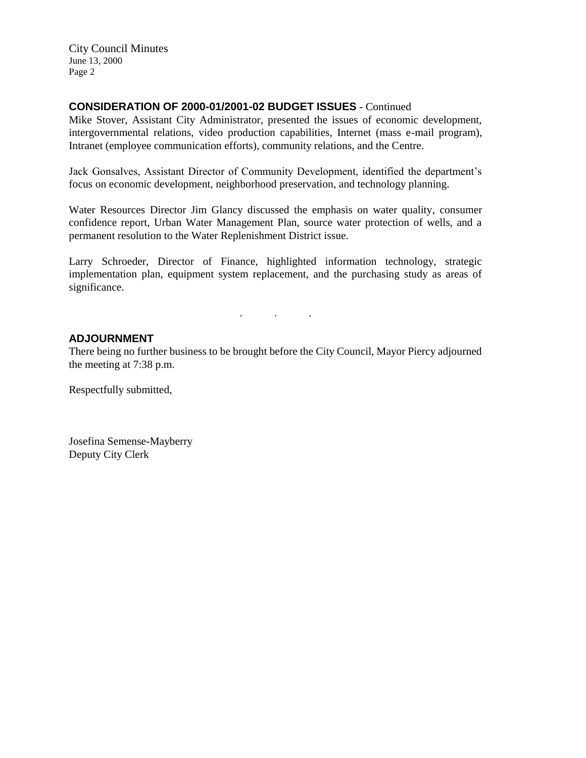## CONSIDERATION OF 2000-01/2001-02 BUDGET ISSUES - Continued

Mike Stover, Assistant City Administrator, presented the issues of economic development, intergovernmental relations, video production capabilities, Internet (mass e-mail program), Intranet (employee communication efforts), community relations, and the Centre.

Jack Gonsalves, Assistant Director of Community Development, identified the department's focus on economic development, neighborhood preservation, and technology planning.

Water Resources Director Jim Glancy discussed the emphasis on water quality, consumer confidence report, Urban Water Management Plan, source water protection of wells, and a permanent resolution to the Water Replenishment District issue.

Larry Schroeder, Director of Finance, highlighted information technology, strategic implementation plan, equipment system replacement, and the purchasing study as areas of significance.

. . .

## ADJOURNMENT

There being no further business to be brought before the City Council, Mayor Piercy adjourned the meeting at 7:38 p.m.

Respectfully submitted,

Josefina Semense-Mayberry
Deputy City Clerk